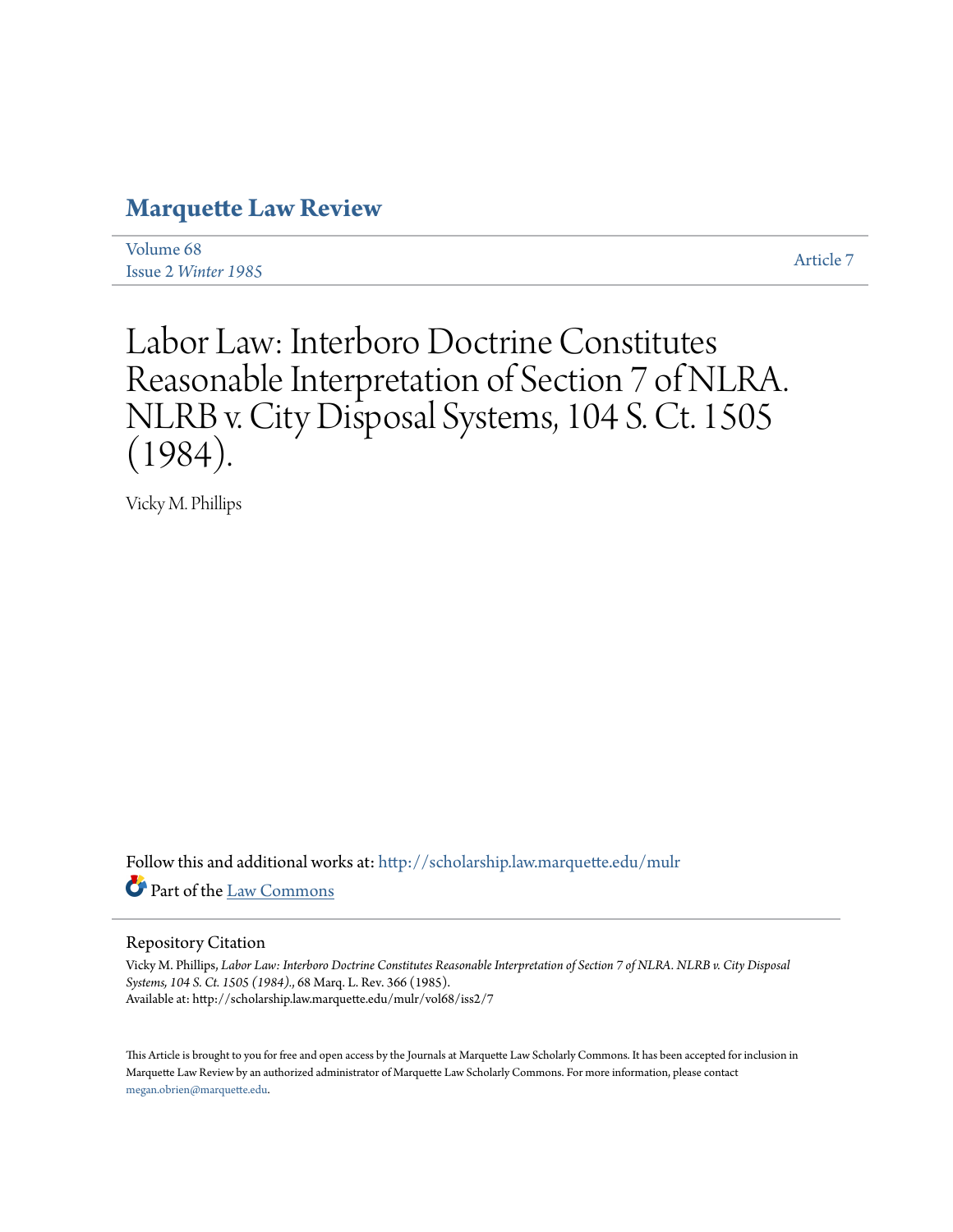# Marquette Law Review

Volume 68
Issue 2 *Winter 1985*

Article 7

# Labor Law: Interboro Doctrine Constitutes Reasonable Interpretation of Section 7 of NLRA. NLRB v. City Disposal Systems, 104 S. Ct. 1505 (1984).

Vicky M. Phillips

Follow this and additional works at: http://scholarship.law.marquette.edu/mulr

Part of the Law Commons

## Repository Citation

Vicky M. Phillips, *Labor Law: Interboro Doctrine Constitutes Reasonable Interpretation of Section 7 of NLRA. NLRB v. City Disposal Systems, 104 S. Ct. 1505 (1984).*, 68 Marq. L. Rev. 366 (1985).
Available at: http://scholarship.law.marquette.edu/mulr/vol68/iss2/7

This Article is brought to you for free and open access by the Journals at Marquette Law Scholarly Commons. It has been accepted for inclusion in Marquette Law Review by an authorized administrator of Marquette Law Scholarly Commons. For more information, please contact megan.obrien@marquette.edu.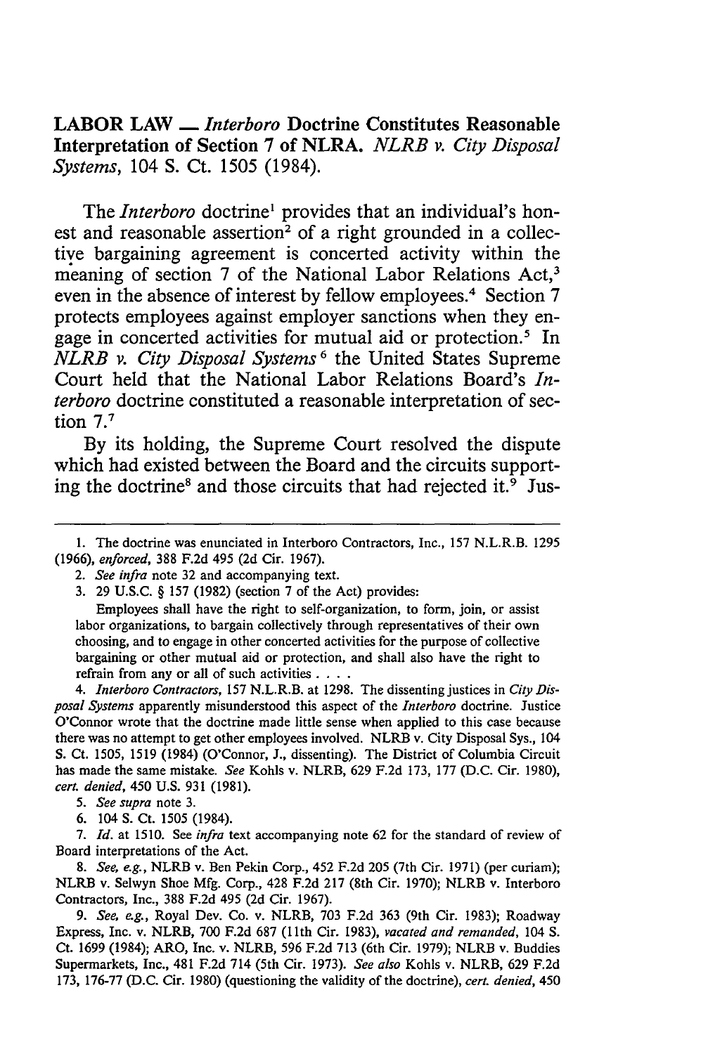**LABOR LAW — *Interboro* Doctrine Constitutes Reasonable Interpretation of Section 7 of NLRA.** ***NLRB v. City Disposal Systems*, 104 S. Ct. 1505 (1984).**

The *Interboro* doctrine[1] provides that an individual's honest and reasonable assertion[2] of a right grounded in a collective bargaining agreement is concerted activity within the meaning of section 7 of the National Labor Relations Act,[3] even in the absence of interest by fellow employees.[4] Section 7 protects employees against employer sanctions when they engage in concerted activities for mutual aid or protection.[5] In *NLRB v. City Disposal Systems*[6] the United States Supreme Court held that the National Labor Relations Board's *Interboro* doctrine constituted a reasonable interpretation of section 7.[7]

By its holding, the Supreme Court resolved the dispute which had existed between the Board and the circuits supporting the doctrine[8] and those circuits that had rejected it.[9] Jus-

---

1. The doctrine was enunciated in Interboro Contractors, Inc., 157 N.L.R.B. 1295 (1966), *enforced*, 388 F.2d 495 (2d Cir. 1967).

2. *See infra* note 32 and accompanying text.

3. 29 U.S.C. § 157 (1982) (section 7 of the Act) provides:

   Employees shall have the right to self-organization, to form, join, or assist labor organizations, to bargain collectively through representatives of their own choosing, and to engage in other concerted activities for the purpose of collective bargaining or other mutual aid or protection, and shall also have the right to refrain from any or all of such activities . . . .

4. *Interboro Contractors*, 157 N.L.R.B. at 1298. The dissenting justices in *City Disposal Systems* apparently misunderstood this aspect of the *Interboro* doctrine. Justice O'Connor wrote that the doctrine made little sense when applied to this case because there was no attempt to get other employees involved. NLRB v. City Disposal Sys., 104 S. Ct. 1505, 1519 (1984) (O'Connor, J., dissenting). The District of Columbia Circuit has made the same mistake. *See* Kohls v. NLRB, 629 F.2d 173, 177 (D.C. Cir. 1980), *cert. denied*, 450 U.S. 931 (1981).

5. *See supra* note 3.

6. 104 S. Ct. 1505 (1984).

7. *Id.* at 1510. See *infra* text accompanying note 62 for the standard of review of Board interpretations of the Act.

8. *See, e.g.*, NLRB v. Ben Pekin Corp., 452 F.2d 205 (7th Cir. 1971) (per curiam); NLRB v. Selwyn Shoe Mfg. Corp., 428 F.2d 217 (8th Cir. 1970); NLRB v. Interboro Contractors, Inc., 388 F.2d 495 (2d Cir. 1967).

9. *See, e.g.*, Royal Dev. Co. v. NLRB, 703 F.2d 363 (9th Cir. 1983); Roadway Express, Inc. v. NLRB, 700 F.2d 687 (11th Cir. 1983), *vacated and remanded*, 104 S. Ct. 1699 (1984); ARO, Inc. v. NLRB, 596 F.2d 713 (6th Cir. 1979); NLRB v. Buddies Supermarkets, Inc., 481 F.2d 714 (5th Cir. 1973). *See also* Kohls v. NLRB, 629 F.2d 173, 176-77 (D.C. Cir. 1980) (questioning the validity of the doctrine), *cert. denied*, 450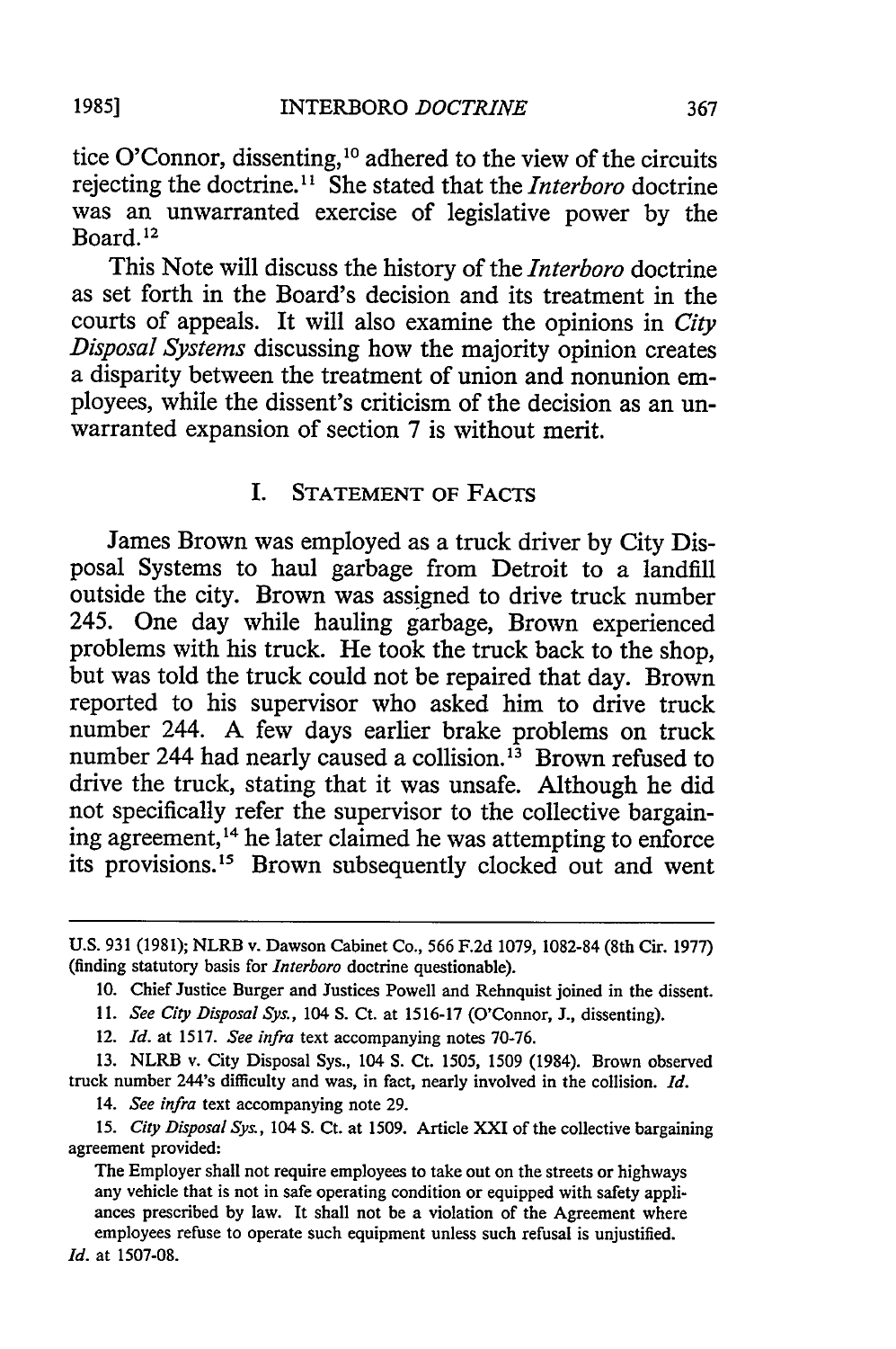tice O'Connor, dissenting,[10] adhered to the view of the circuits rejecting the doctrine.[11] She stated that the *Interboro* doctrine was an unwarranted exercise of legislative power by the Board.[12]

This Note will discuss the history of the *Interboro* doctrine as set forth in the Board's decision and its treatment in the courts of appeals. It will also examine the opinions in *City Disposal Systems* discussing how the majority opinion creates a disparity between the treatment of union and nonunion employees, while the dissent's criticism of the decision as an unwarranted expansion of section 7 is without merit.

## I. Statement of Facts

James Brown was employed as a truck driver by City Disposal Systems to haul garbage from Detroit to a landfill outside the city. Brown was assigned to drive truck number 245. One day while hauling garbage, Brown experienced problems with his truck. He took the truck back to the shop, but was told the truck could not be repaired that day. Brown reported to his supervisor who asked him to drive truck number 244. A few days earlier brake problems on truck number 244 had nearly caused a collision.[13] Brown refused to drive the truck, stating that it was unsafe. Although he did not specifically refer the supervisor to the collective bargaining agreement,[14] he later claimed he was attempting to enforce its provisions.[15] Brown subsequently clocked out and went

---

U.S. 931 (1981); NLRB v. Dawson Cabinet Co., 566 F.2d 1079, 1082-84 (8th Cir. 1977) (finding statutory basis for *Interboro* doctrine questionable).

10. Chief Justice Burger and Justices Powell and Rehnquist joined in the dissent.

11. *See City Disposal Sys.*, 104 S. Ct. at 1516-17 (O'Connor, J., dissenting).

12. *Id.* at 1517. *See infra* text accompanying notes 70-76.

13. NLRB v. City Disposal Sys., 104 S. Ct. 1505, 1509 (1984). Brown observed truck number 244's difficulty and was, in fact, nearly involved in the collision. *Id.*

14. *See infra* text accompanying note 29.

15. *City Disposal Sys.*, 104 S. Ct. at 1509. Article XXI of the collective bargaining agreement provided:

> The Employer shall not require employees to take out on the streets or highways any vehicle that is not in safe operating condition or equipped with safety appliances prescribed by law. It shall not be a violation of the Agreement where employees refuse to operate such equipment unless such refusal is unjustified.

*Id.* at 1507-08.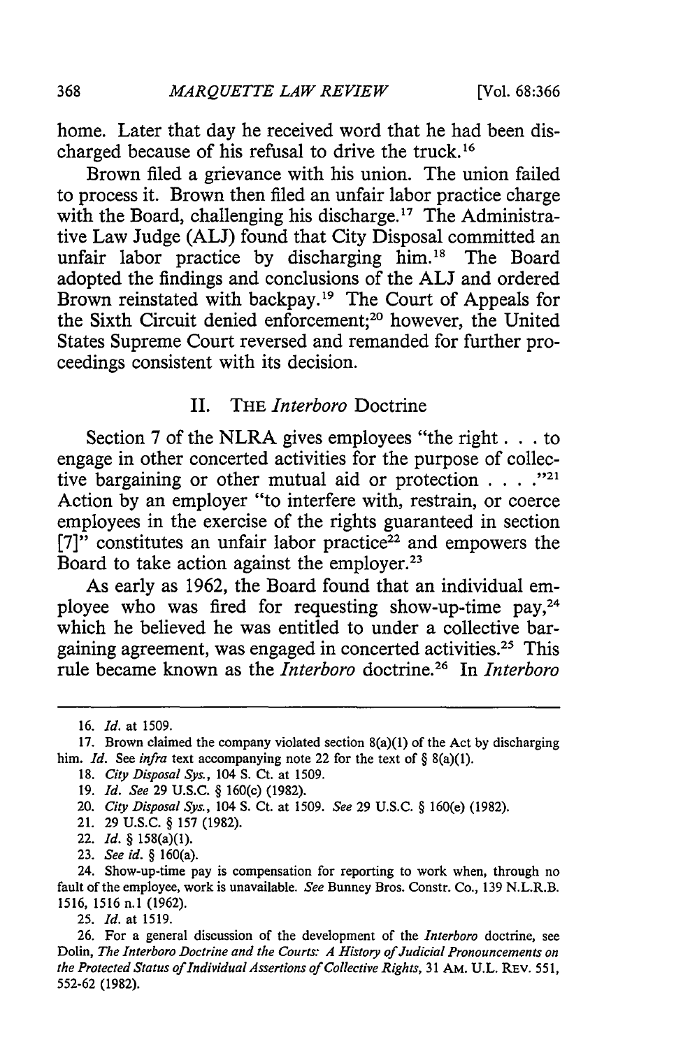home. Later that day he received word that he had been discharged because of his refusal to drive the truck.[16]

Brown filed a grievance with his union. The union failed to process it. Brown then filed an unfair labor practice charge with the Board, challenging his discharge.[17] The Administrative Law Judge (ALJ) found that City Disposal committed an unfair labor practice by discharging him.[18] The Board adopted the findings and conclusions of the ALJ and ordered Brown reinstated with backpay.[19] The Court of Appeals for the Sixth Circuit denied enforcement;[20] however, the United States Supreme Court reversed and remanded for further proceedings consistent with its decision.

## II. THE *Interboro* Doctrine

Section 7 of the NLRA gives employees "the right . . . to engage in other concerted activities for the purpose of collective bargaining or other mutual aid or protection . . . ."[21] Action by an employer "to interfere with, restrain, or coerce employees in the exercise of the rights guaranteed in section [7]" constitutes an unfair labor practice[22] and empowers the Board to take action against the employer.[23]

As early as 1962, the Board found that an individual employee who was fired for requesting show-up-time pay,[24] which he believed he was entitled to under a collective bargaining agreement, was engaged in concerted activities.[25] This rule became known as the *Interboro* doctrine.[26] In *Interboro*

---

16. *Id.* at 1509.

17. Brown claimed the company violated section 8(a)(1) of the Act by discharging him. *Id.* See *infra* text accompanying note 22 for the text of § 8(a)(1).

18. *City Disposal Sys.*, 104 S. Ct. at 1509.

19. *Id. See* 29 U.S.C. § 160(c) (1982).

20. *City Disposal Sys.*, 104 S. Ct. at 1509. *See* 29 U.S.C. § 160(e) (1982).

21. 29 U.S.C. § 157 (1982).

22. *Id.* § 158(a)(1).

23. *See id.* § 160(a).

24. Show-up-time pay is compensation for reporting to work when, through no fault of the employee, work is unavailable. *See* Bunney Bros. Constr. Co., 139 N.L.R.B. 1516, 1516 n.1 (1962).

25. *Id.* at 1519.

26. For a general discussion of the development of the *Interboro* doctrine, see Dolin, *The Interboro Doctrine and the Courts: A History of Judicial Pronouncements on the Protected Status of Individual Assertions of Collective Rights*, 31 AM. U.L. REV. 551, 552-62 (1982).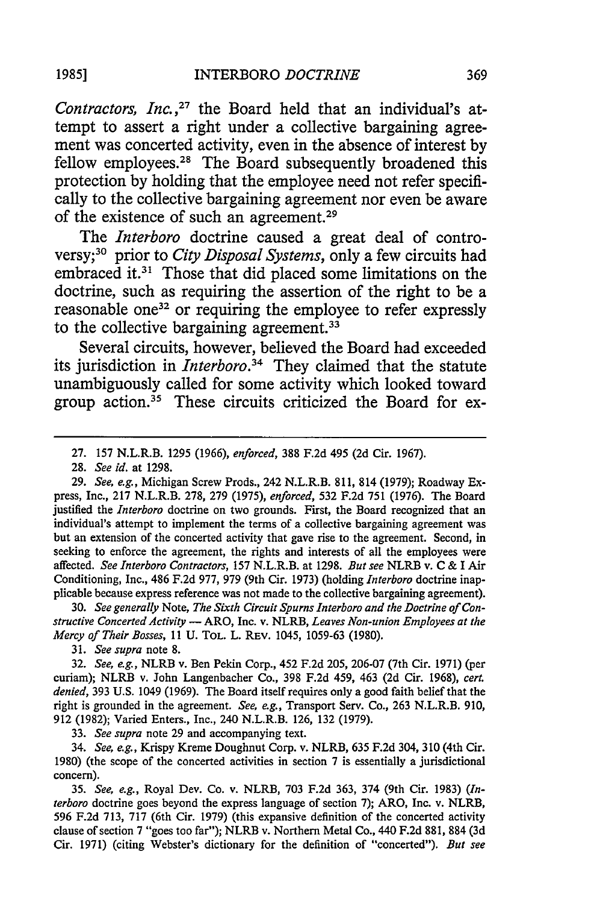*Contractors, Inc.*,[27] the Board held that an individual's attempt to assert a right under a collective bargaining agreement was concerted activity, even in the absence of interest by fellow employees.[28] The Board subsequently broadened this protection by holding that the employee need not refer specifically to the collective bargaining agreement nor even be aware of the existence of such an agreement.[29]

The *Interboro* doctrine caused a great deal of controversy;[30] prior to *City Disposal Systems*, only a few circuits had embraced it.[31] Those that did placed some limitations on the doctrine, such as requiring the assertion of the right to be a reasonable one[32] or requiring the employee to refer expressly to the collective bargaining agreement.[33]

Several circuits, however, believed the Board had exceeded its jurisdiction in *Interboro*.[34] They claimed that the statute unambiguously called for some activity which looked toward group action.[35] These circuits criticized the Board for ex-

---

27. 157 N.L.R.B. 1295 (1966), *enforced*, 388 F.2d 495 (2d Cir. 1967).

28. *See id.* at 1298.

29. *See, e.g.*, Michigan Screw Prods., 242 N.L.R.B. 811, 814 (1979); Roadway Express, Inc., 217 N.L.R.B. 278, 279 (1975), *enforced*, 532 F.2d 751 (1976). The Board justified the *Interboro* doctrine on two grounds. First, the Board recognized that an individual's attempt to implement the terms of a collective bargaining agreement was but an extension of the concerted activity that gave rise to the agreement. Second, in seeking to enforce the agreement, the rights and interests of all the employees were affected. *See Interboro Contractors*, 157 N.L.R.B. at 1298. *But see* NLRB v. C & I Air Conditioning, Inc., 486 F.2d 977, 979 (9th Cir. 1973) (holding *Interboro* doctrine inapplicable because express reference was not made to the collective bargaining agreement).

30. *See generally* Note, *The Sixth Circuit Spurns Interboro and the Doctrine of Constructive Concerted Activity — ARO, Inc. v. NLRB, Leaves Non-union Employees at the Mercy of Their Bosses*, 11 U. TOL. L. REV. 1045, 1059-63 (1980).

31. *See supra* note 8.

32. *See, e.g.*, NLRB v. Ben Pekin Corp., 452 F.2d 205, 206-07 (7th Cir. 1971) (per curiam); NLRB v. John Langenbacher Co., 398 F.2d 459, 463 (2d Cir. 1968), *cert. denied*, 393 U.S. 1049 (1969). The Board itself requires only a good faith belief that the right is grounded in the agreement. *See, e.g.*, Transport Serv. Co., 263 N.L.R.B. 910, 912 (1982); Varied Enters., Inc., 240 N.L.R.B. 126, 132 (1979).

33. *See supra* note 29 and accompanying text.

34. *See, e.g.*, Krispy Kreme Doughnut Corp. v. NLRB, 635 F.2d 304, 310 (4th Cir. 1980) (the scope of the concerted activities in section 7 is essentially a jurisdictional concern).

35. *See, e.g.*, Royal Dev. Co. v. NLRB, 703 F.2d 363, 374 (9th Cir. 1983) (*Interboro* doctrine goes beyond the express language of section 7); ARO, Inc. v. NLRB, 596 F.2d 713, 717 (6th Cir. 1979) (this expansive definition of the concerted activity clause of section 7 "goes too far"); NLRB v. Northern Metal Co., 440 F.2d 881, 884 (3d Cir. 1971) (citing Webster's dictionary for the definition of "concerted"). *But see*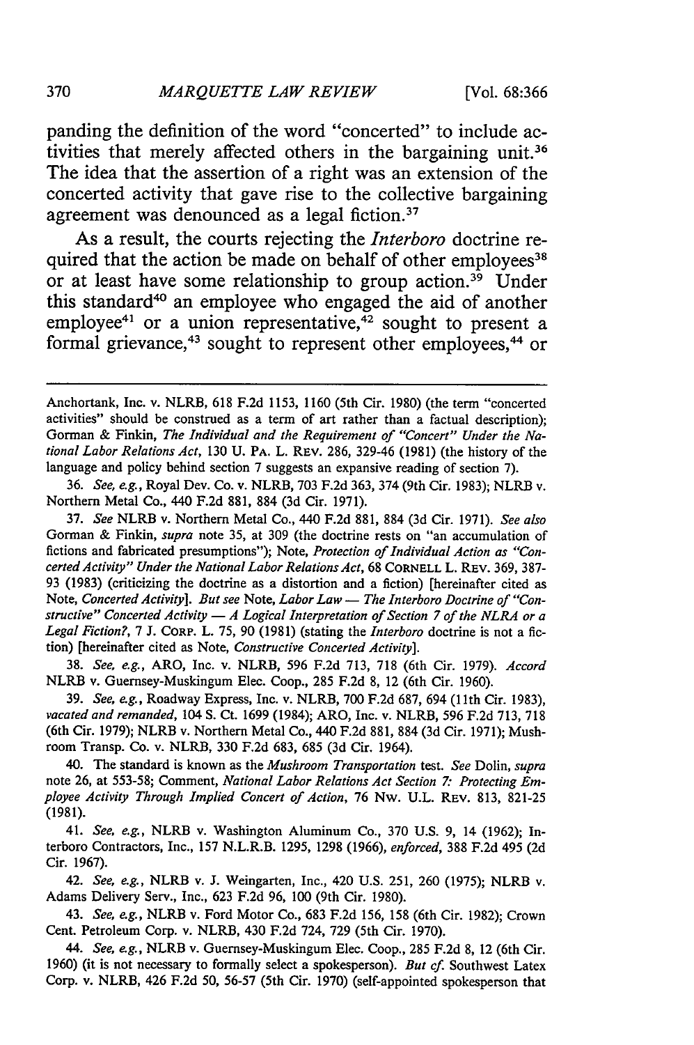panding the definition of the word "concerted" to include activities that merely affected others in the bargaining unit.[36] The idea that the assertion of a right was an extension of the concerted activity that gave rise to the collective bargaining agreement was denounced as a legal fiction.[37]

As a result, the courts rejecting the *Interboro* doctrine required that the action be made on behalf of other employees[38] or at least have some relationship to group action.[39] Under this standard[40] an employee who engaged the aid of another employee[41] or a union representative,[42] sought to present a formal grievance,[43] sought to represent other employees,[44] or

---

Anchortank, Inc. v. NLRB, 618 F.2d 1153, 1160 (5th Cir. 1980) (the term "concerted activities" should be construed as a term of art rather than a factual description); Gorman & Finkin, *The Individual and the Requirement of "Concert" Under the National Labor Relations Act*, 130 U. PA. L. REV. 286, 329-46 (1981) (the history of the language and policy behind section 7 suggests an expansive reading of section 7).

36. *See, e.g.*, Royal Dev. Co. v. NLRB, 703 F.2d 363, 374 (9th Cir. 1983); NLRB v. Northern Metal Co., 440 F.2d 881, 884 (3d Cir. 1971).

37. *See* NLRB v. Northern Metal Co., 440 F.2d 881, 884 (3d Cir. 1971). *See also* Gorman & Finkin, *supra* note 35, at 309 (the doctrine rests on "an accumulation of fictions and fabricated presumptions"); Note, *Protection of Individual Action as "Concerted Activity" Under the National Labor Relations Act*, 68 CORNELL L. REV. 369, 387-93 (1983) (criticizing the doctrine as a distortion and a fiction) [hereinafter cited as Note, *Concerted Activity*]. *But see* Note, *Labor Law — The Interboro Doctrine of "Constructive" Concerted Activity — A Logical Interpretation of Section 7 of the NLRA or a Legal Fiction?*, 7 J. CORP. L. 75, 90 (1981) (stating the *Interboro* doctrine is not a fiction) [hereinafter cited as Note, *Constructive Concerted Activity*].

38. *See, e.g.*, ARO, Inc. v. NLRB, 596 F.2d 713, 718 (6th Cir. 1979). *Accord* NLRB v. Guernsey-Muskingum Elec. Coop., 285 F.2d 8, 12 (6th Cir. 1960).

39. *See, e.g.*, Roadway Express, Inc. v. NLRB, 700 F.2d 687, 694 (11th Cir. 1983), *vacated and remanded*, 104 S. Ct. 1699 (1984); ARO, Inc. v. NLRB, 596 F.2d 713, 718 (6th Cir. 1979); NLRB v. Northern Metal Co., 440 F.2d 881, 884 (3d Cir. 1971); Mushroom Transp. Co. v. NLRB, 330 F.2d 683, 685 (3d Cir. 1964).

40. The standard is known as the *Mushroom Transportation* test. *See* Dolin, *supra* note 26, at 553-58; Comment, *National Labor Relations Act Section 7: Protecting Employee Activity Through Implied Concert of Action*, 76 NW. U.L. REV. 813, 821-25 (1981).

41. *See, e.g.*, NLRB v. Washington Aluminum Co., 370 U.S. 9, 14 (1962); Interboro Contractors, Inc., 157 N.L.R.B. 1295, 1298 (1966), *enforced*, 388 F.2d 495 (2d Cir. 1967).

42. *See, e.g.*, NLRB v. J. Weingarten, Inc., 420 U.S. 251, 260 (1975); NLRB v. Adams Delivery Serv., Inc., 623 F.2d 96, 100 (9th Cir. 1980).

43. *See, e.g.*, NLRB v. Ford Motor Co., 683 F.2d 156, 158 (6th Cir. 1982); Crown Cent. Petroleum Corp. v. NLRB, 430 F.2d 724, 729 (5th Cir. 1970).

44. *See, e.g.*, NLRB v. Guernsey-Muskingum Elec. Coop., 285 F.2d 8, 12 (6th Cir. 1960) (it is not necessary to formally select a spokesperson). *But cf.* Southwest Latex Corp. v. NLRB, 426 F.2d 50, 56-57 (5th Cir. 1970) (self-appointed spokesperson that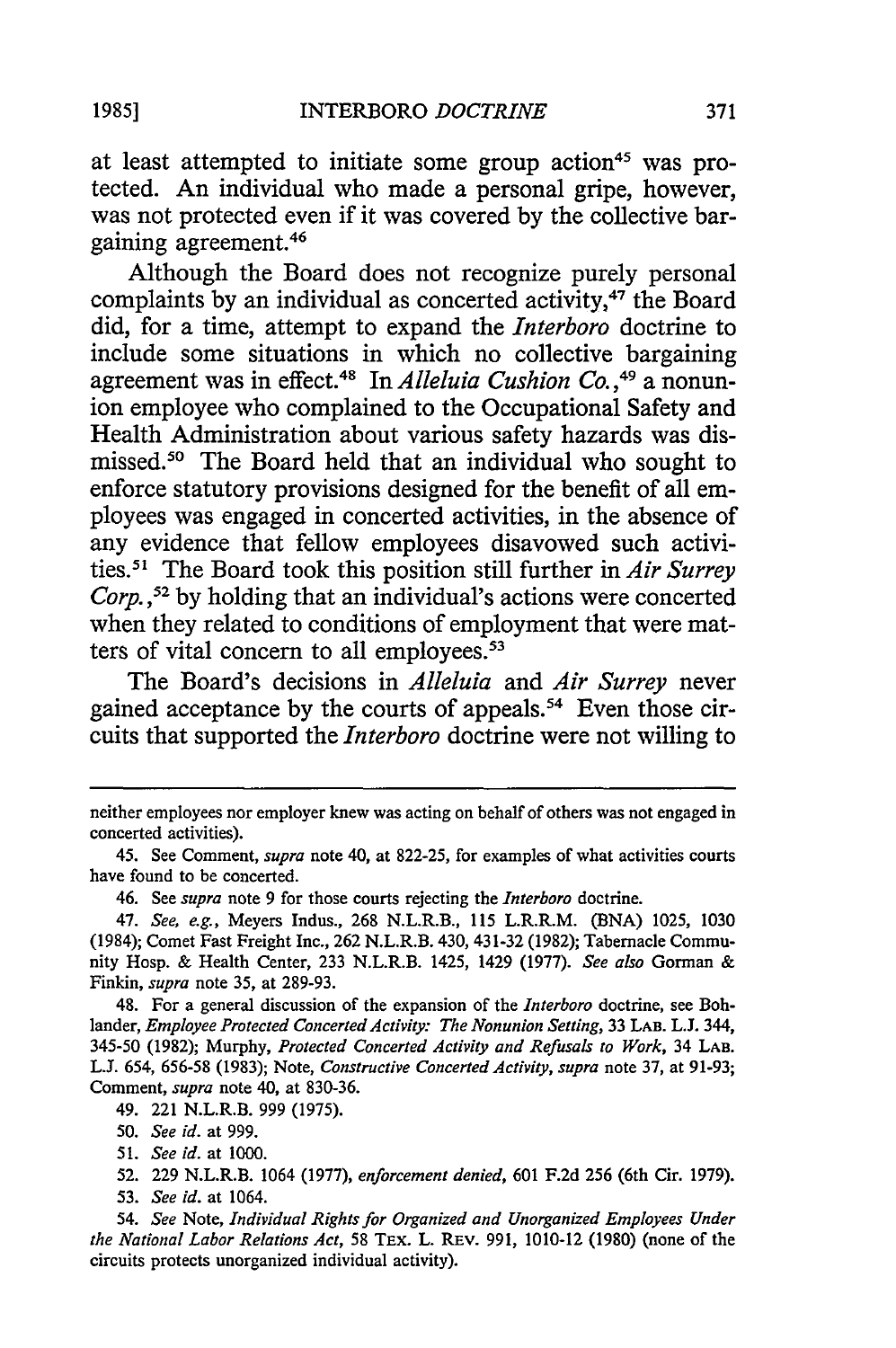at least attempted to initiate some group action[45] was protected. An individual who made a personal gripe, however, was not protected even if it was covered by the collective bargaining agreement.[46]

Although the Board does not recognize purely personal complaints by an individual as concerted activity,[47] the Board did, for a time, attempt to expand the *Interboro* doctrine to include some situations in which no collective bargaining agreement was in effect.[48] In *Alleluia Cushion Co.*,[49] a nonunion employee who complained to the Occupational Safety and Health Administration about various safety hazards was dismissed.[50] The Board held that an individual who sought to enforce statutory provisions designed for the benefit of all employees was engaged in concerted activities, in the absence of any evidence that fellow employees disavowed such activities.[51] The Board took this position still further in *Air Surrey Corp.*,[52] by holding that an individual's actions were concerted when they related to conditions of employment that were matters of vital concern to all employees.[53]

The Board's decisions in *Alleluia* and *Air Surrey* never gained acceptance by the courts of appeals.[54] Even those circuits that supported the *Interboro* doctrine were not willing to

---

neither employees nor employer knew was acting on behalf of others was not engaged in concerted activities).

45. See Comment, *supra* note 40, at 822-25, for examples of what activities courts have found to be concerted.

46. See *supra* note 9 for those courts rejecting the *Interboro* doctrine.

47. *See, e.g.*, Meyers Indus., 268 N.L.R.B., 115 L.R.R.M. (BNA) 1025, 1030 (1984); Comet Fast Freight Inc., 262 N.L.R.B. 430, 431-32 (1982); Tabernacle Community Hosp. & Health Center, 233 N.L.R.B. 1425, 1429 (1977). *See also* Gorman & Finkin, *supra* note 35, at 289-93.

48. For a general discussion of the expansion of the *Interboro* doctrine, see Bohlander, *Employee Protected Concerted Activity: The Nonunion Setting*, 33 LAB. L.J. 344, 345-50 (1982); Murphy, *Protected Concerted Activity and Refusals to Work*, 34 LAB. L.J. 654, 656-58 (1983); Note, *Constructive Concerted Activity*, *supra* note 37, at 91-93; Comment, *supra* note 40, at 830-36.

49. 221 N.L.R.B. 999 (1975).

50. *See id.* at 999.

51. *See id.* at 1000.

52. 229 N.L.R.B. 1064 (1977), *enforcement denied*, 601 F.2d 256 (6th Cir. 1979).

53. *See id.* at 1064.

54. *See* Note, *Individual Rights for Organized and Unorganized Employees Under the National Labor Relations Act*, 58 TEX. L. REV. 991, 1010-12 (1980) (none of the circuits protects unorganized individual activity).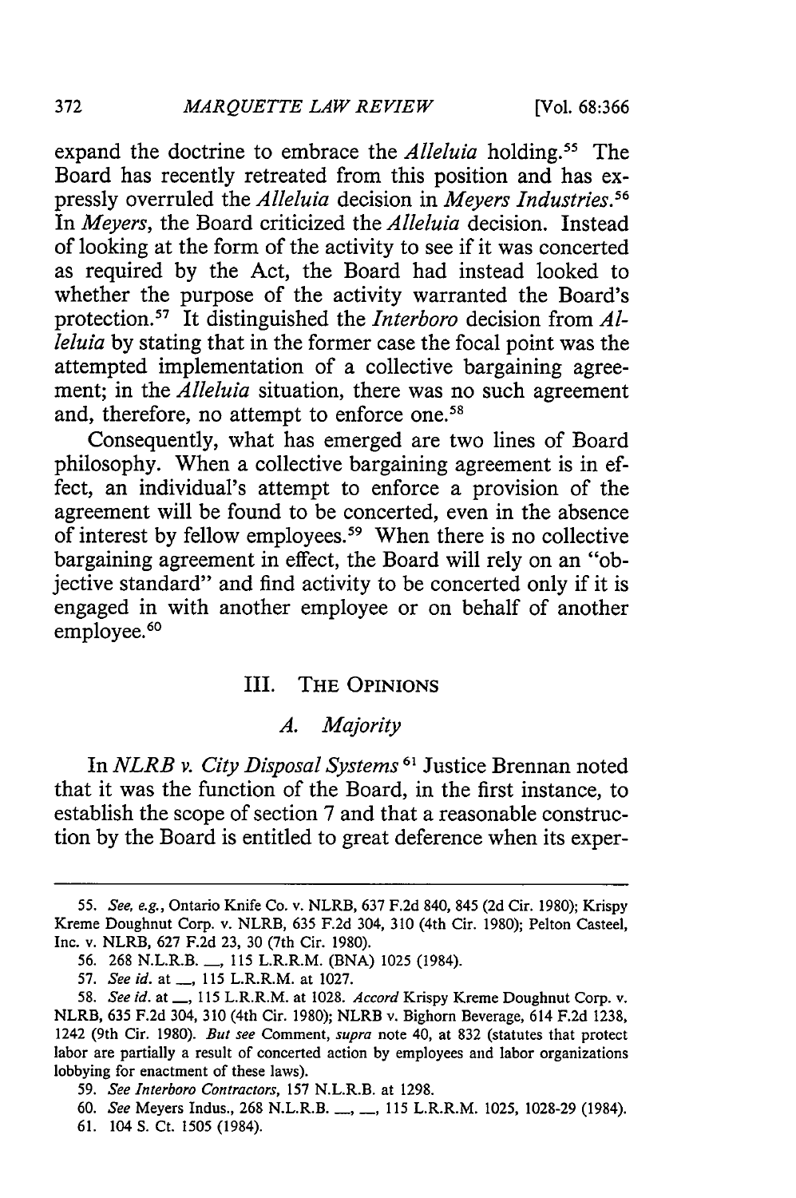expand the doctrine to embrace the *Alleluia* holding.[55] The Board has recently retreated from this position and has expressly overruled the *Alleluia* decision in *Meyers Industries*.[56] In *Meyers*, the Board criticized the *Alleluia* decision. Instead of looking at the form of the activity to see if it was concerted as required by the Act, the Board had instead looked to whether the purpose of the activity warranted the Board's protection.[57] It distinguished the *Interboro* decision from *Alleluia* by stating that in the former case the focal point was the attempted implementation of a collective bargaining agreement; in the *Alleluia* situation, there was no such agreement and, therefore, no attempt to enforce one.[58]

Consequently, what has emerged are two lines of Board philosophy. When a collective bargaining agreement is in effect, an individual's attempt to enforce a provision of the agreement will be found to be concerted, even in the absence of interest by fellow employees.[59] When there is no collective bargaining agreement in effect, the Board will rely on an "objective standard" and find activity to be concerted only if it is engaged in with another employee or on behalf of another employee.[60]

## III. THE OPINIONS

### *A. Majority*

In *NLRB v. City Disposal Systems*[61] Justice Brennan noted that it was the function of the Board, in the first instance, to establish the scope of section 7 and that a reasonable construction by the Board is entitled to great deference when its exper-

---

55. *See, e.g.*, Ontario Knife Co. v. NLRB, 637 F.2d 840, 845 (2d Cir. 1980); Krispy Kreme Doughnut Corp. v. NLRB, 635 F.2d 304, 310 (4th Cir. 1980); Pelton Casteel, Inc. v. NLRB, 627 F.2d 23, 30 (7th Cir. 1980).

56. 268 N.L.R.B. \_\_, 115 L.R.R.M. (BNA) 1025 (1984).

57. *See id.* at \_\_, 115 L.R.R.M. at 1027.

58. *See id.* at \_\_, 115 L.R.R.M. at 1028. *Accord* Krispy Kreme Doughnut Corp. v. NLRB, 635 F.2d 304, 310 (4th Cir. 1980); NLRB v. Bighorn Beverage, 614 F.2d 1238, 1242 (9th Cir. 1980). *But see* Comment, *supra* note 40, at 832 (statutes that protect labor are partially a result of concerted action by employees and labor organizations lobbying for enactment of these laws).

59. *See Interboro Contractors*, 157 N.L.R.B. at 1298.

60. *See* Meyers Indus., 268 N.L.R.B. \_\_, \_\_, 115 L.R.R.M. 1025, 1028-29 (1984).

61. 104 S. Ct. 1505 (1984).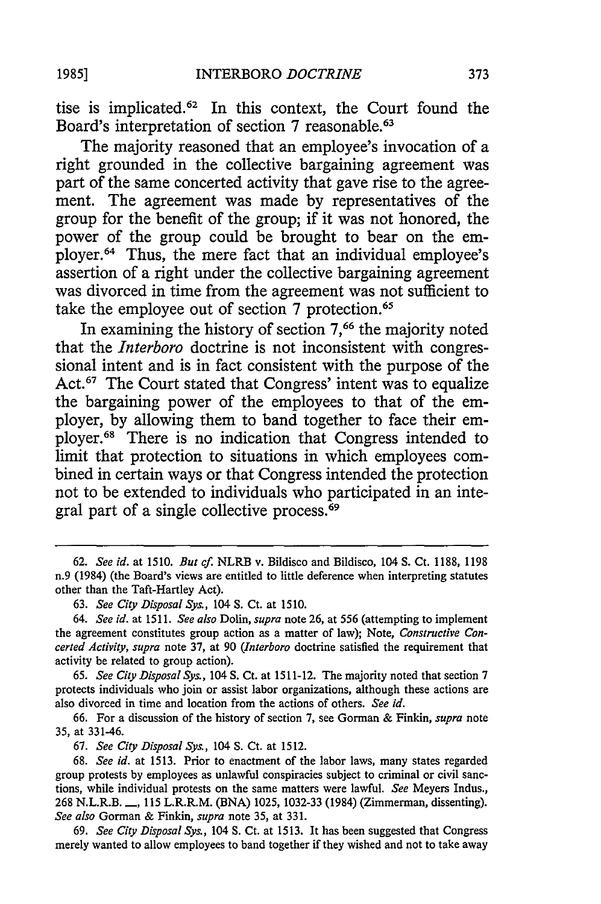tise is implicated.[62] In this context, the Court found the Board's interpretation of section 7 reasonable.[63]

The majority reasoned that an employee's invocation of a right grounded in the collective bargaining agreement was part of the same concerted activity that gave rise to the agreement. The agreement was made by representatives of the group for the benefit of the group; if it was not honored, the power of the group could be brought to bear on the employer.[64] Thus, the mere fact that an individual employee's assertion of a right under the collective bargaining agreement was divorced in time from the agreement was not sufficient to take the employee out of section 7 protection.[65]

In examining the history of section 7,[66] the majority noted that the *Interboro* doctrine is not inconsistent with congressional intent and is in fact consistent with the purpose of the Act.[67] The Court stated that Congress' intent was to equalize the bargaining power of the employees to that of the employer, by allowing them to band together to face their employer.[68] There is no indication that Congress intended to limit that protection to situations in which employees combined in certain ways or that Congress intended the protection not to be extended to individuals who participated in an integral part of a single collective process.[69]

---

62. *See id.* at 1510. *But cf.* NLRB v. Bildisco and Bildisco, 104 S. Ct. 1188, 1198 n.9 (1984) (the Board's views are entitled to little deference when interpreting statutes other than the Taft-Hartley Act).

63. *See City Disposal Sys.*, 104 S. Ct. at 1510.

64. *See id.* at 1511. *See also* Dolin, *supra* note 26, at 556 (attempting to implement the agreement constitutes group action as a matter of law); Note, *Constructive Concerted Activity*, *supra* note 37, at 90 (*Interboro* doctrine satisfied the requirement that activity be related to group action).

65. *See City Disposal Sys.*, 104 S. Ct. at 1511-12. The majority noted that section 7 protects individuals who join or assist labor organizations, although these actions are also divorced in time and location from the actions of others. *See id.*

66. For a discussion of the history of section 7, see Gorman & Finkin, *supra* note 35, at 331-46.

67. *See City Disposal Sys.*, 104 S. Ct. at 1512.

68. *See id.* at 1513. Prior to enactment of the labor laws, many states regarded group protests by employees as unlawful conspiracies subject to criminal or civil sanctions, while individual protests on the same matters were lawful. *See* Meyers Indus., 268 N.L.R.B. \_\_, 115 L.R.R.M. (BNA) 1025, 1032-33 (1984) (Zimmerman, dissenting). *See also* Gorman & Finkin, *supra* note 35, at 331.

69. *See City Disposal Sys.*, 104 S. Ct. at 1513. It has been suggested that Congress merely wanted to allow employees to band together if they wished and not to take away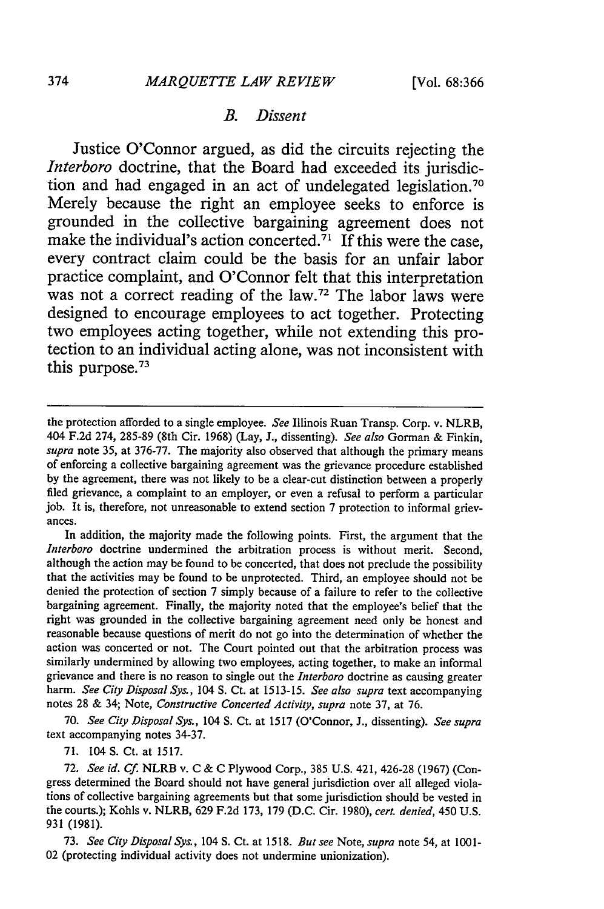### *B. Dissent*

Justice O'Connor argued, as did the circuits rejecting the *Interboro* doctrine, that the Board had exceeded its jurisdiction and had engaged in an act of undelegated legislation.[70] Merely because the right an employee seeks to enforce is grounded in the collective bargaining agreement does not make the individual's action concerted.[71] If this were the case, every contract claim could be the basis for an unfair labor practice complaint, and O'Connor felt that this interpretation was not a correct reading of the law.[72] The labor laws were designed to encourage employees to act together. Protecting two employees acting together, while not extending this protection to an individual acting alone, was not inconsistent with this purpose.[73]

---

the protection afforded to a single employee. *See* Illinois Ruan Transp. Corp. v. NLRB, 404 F.2d 274, 285-89 (8th Cir. 1968) (Lay, J., dissenting). *See also* Gorman & Finkin, *supra* note 35, at 376-77. The majority also observed that although the primary means of enforcing a collective bargaining agreement was the grievance procedure established by the agreement, there was not likely to be a clear-cut distinction between a properly filed grievance, a complaint to an employer, or even a refusal to perform a particular job. It is, therefore, not unreasonable to extend section 7 protection to informal grievances.

In addition, the majority made the following points. First, the argument that the *Interboro* doctrine undermined the arbitration process is without merit. Second, although the action may be found to be concerted, that does not preclude the possibility that the activities may be found to be unprotected. Third, an employee should not be denied the protection of section 7 simply because of a failure to refer to the collective bargaining agreement. Finally, the majority noted that the employee's belief that the right was grounded in the collective bargaining agreement need only be honest and reasonable because questions of merit do not go into the determination of whether the action was concerted or not. The Court pointed out that the arbitration process was similarly undermined by allowing two employees, acting together, to make an informal grievance and there is no reason to single out the *Interboro* doctrine as causing greater harm. *See City Disposal Sys.*, 104 S. Ct. at 1513-15. *See also supra* text accompanying notes 28 & 34; Note, *Constructive Concerted Activity*, *supra* note 37, at 76.

70. *See City Disposal Sys.*, 104 S. Ct. at 1517 (O'Connor, J., dissenting). *See supra* text accompanying notes 34-37.

71. 104 S. Ct. at 1517.

72. *See id. Cf.* NLRB v. C & C Plywood Corp., 385 U.S. 421, 426-28 (1967) (Congress determined the Board should not have general jurisdiction over all alleged violations of collective bargaining agreements but that some jurisdiction should be vested in the courts.); Kohls v. NLRB, 629 F.2d 173, 179 (D.C. Cir. 1980), *cert. denied*, 450 U.S. 931 (1981).

73. *See City Disposal Sys.*, 104 S. Ct. at 1518. *But see* Note, *supra* note 54, at 1001-02 (protecting individual activity does not undermine unionization).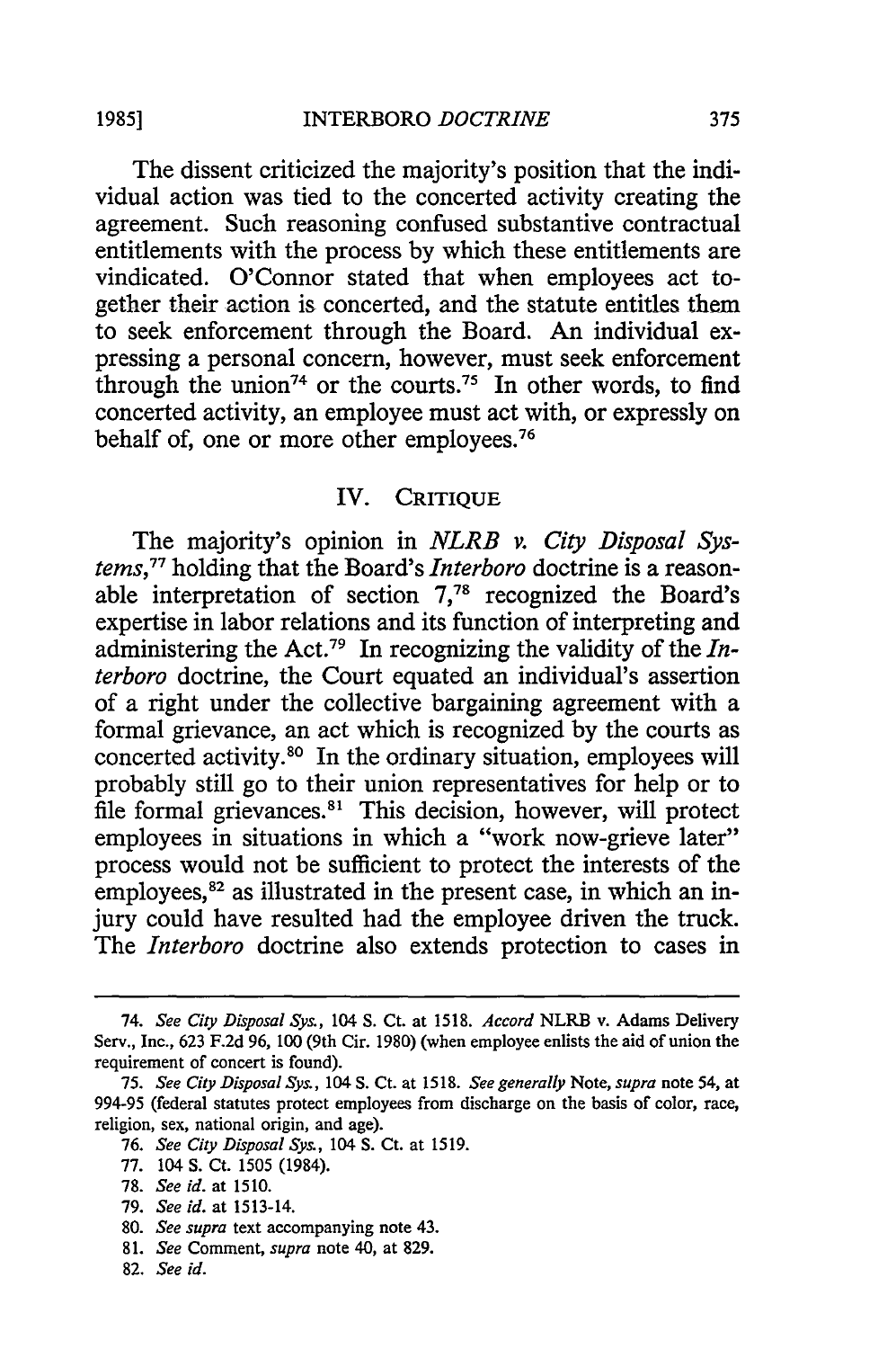The dissent criticized the majority's position that the individual action was tied to the concerted activity creating the agreement. Such reasoning confused substantive contractual entitlements with the process by which these entitlements are vindicated. O'Connor stated that when employees act together their action is concerted, and the statute entitles them to seek enforcement through the Board. An individual expressing a personal concern, however, must seek enforcement through the union[74] or the courts.[75] In other words, to find concerted activity, an employee must act with, or expressly on behalf of, one or more other employees.[76]

## IV. Critique

The majority's opinion in *NLRB v. City Disposal Systems*,[77] holding that the Board's *Interboro* doctrine is a reasonable interpretation of section 7,[78] recognized the Board's expertise in labor relations and its function of interpreting and administering the Act.[79] In recognizing the validity of the *Interboro* doctrine, the Court equated an individual's assertion of a right under the collective bargaining agreement with a formal grievance, an act which is recognized by the courts as concerted activity.[80] In the ordinary situation, employees will probably still go to their union representatives for help or to file formal grievances.[81] This decision, however, will protect employees in situations in which a "work now-grieve later" process would not be sufficient to protect the interests of the employees,[82] as illustrated in the present case, in which an injury could have resulted had the employee driven the truck. The *Interboro* doctrine also extends protection to cases in

---

74. *See City Disposal Sys.*, 104 S. Ct. at 1518. *Accord* NLRB v. Adams Delivery Serv., Inc., 623 F.2d 96, 100 (9th Cir. 1980) (when employee enlists the aid of union the requirement of concert is found).

75. *See City Disposal Sys.*, 104 S. Ct. at 1518. *See generally* Note, *supra* note 54, at 994-95 (federal statutes protect employees from discharge on the basis of color, race, religion, sex, national origin, and age).

76. *See City Disposal Sys.*, 104 S. Ct. at 1519.

77. 104 S. Ct. 1505 (1984).

78. *See id.* at 1510.

79. *See id.* at 1513-14.

80. *See supra* text accompanying note 43.

81. *See* Comment, *supra* note 40, at 829.

82. *See id.*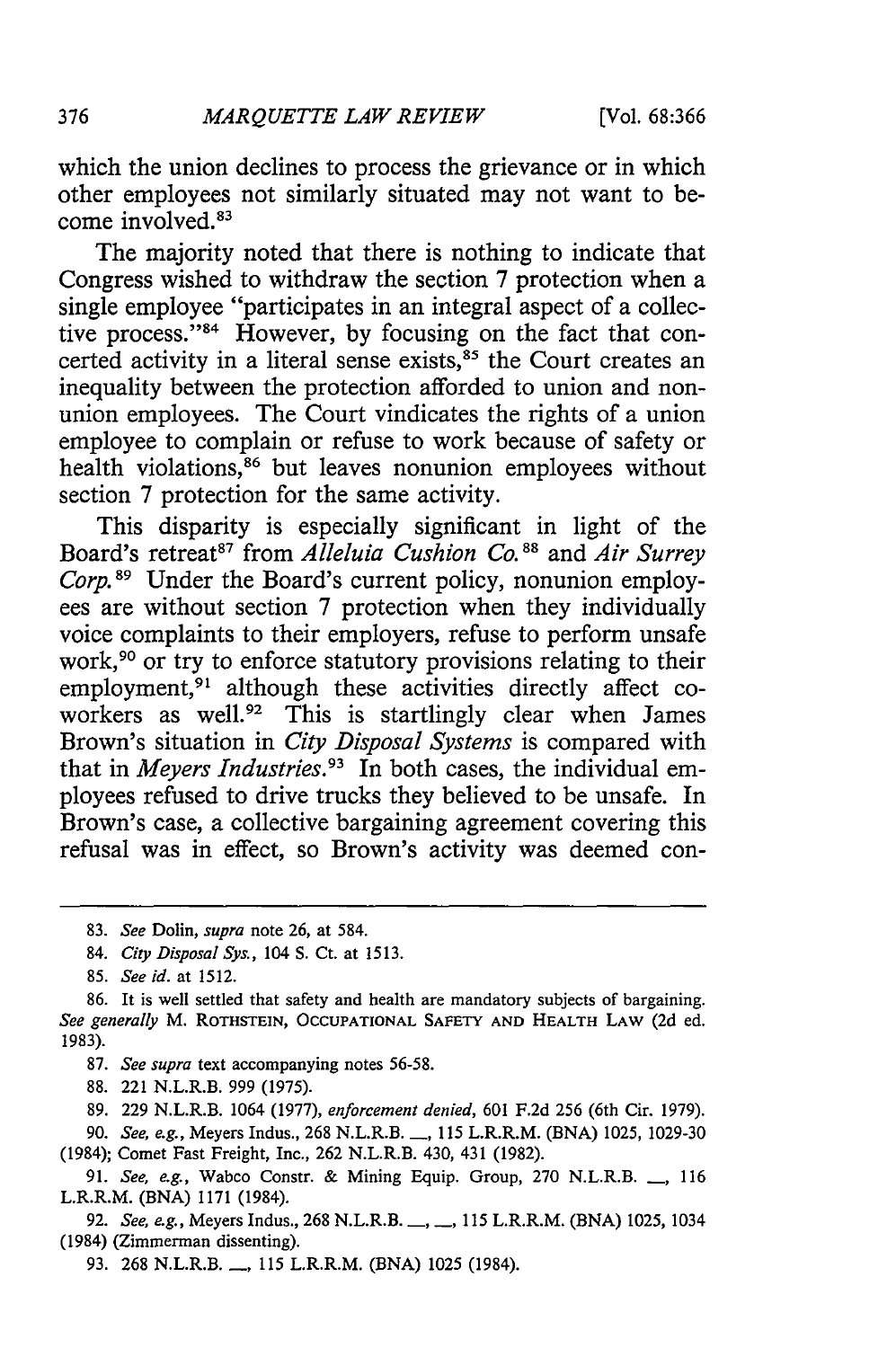which the union declines to process the grievance or in which other employees not similarly situated may not want to become involved.[83]

The majority noted that there is nothing to indicate that Congress wished to withdraw the section 7 protection when a single employee "participates in an integral aspect of a collective process."[84] However, by focusing on the fact that concerted activity in a literal sense exists,[85] the Court creates an inequality between the protection afforded to union and nonunion employees. The Court vindicates the rights of a union employee to complain or refuse to work because of safety or health violations,[86] but leaves nonunion employees without section 7 protection for the same activity.

This disparity is especially significant in light of the Board's retreat[87] from *Alleluia Cushion Co.*[88] and *Air Surrey Corp.*[89] Under the Board's current policy, nonunion employees are without section 7 protection when they individually voice complaints to their employers, refuse to perform unsafe work,[90] or try to enforce statutory provisions relating to their employment,[91] although these activities directly affect coworkers as well.[92] This is startlingly clear when James Brown's situation in *City Disposal Systems* is compared with that in *Meyers Industries.*[93] In both cases, the individual employees refused to drive trucks they believed to be unsafe. In Brown's case, a collective bargaining agreement covering this refusal was in effect, so Brown's activity was deemed con-

---

83. *See* Dolin, *supra* note 26, at 584.

84. *City Disposal Sys.*, 104 S. Ct. at 1513.

85. *See id.* at 1512.

86. It is well settled that safety and health are mandatory subjects of bargaining. *See generally* M. ROTHSTEIN, OCCUPATIONAL SAFETY AND HEALTH LAW (2d ed. 1983).

87. *See supra* text accompanying notes 56-58.

88. 221 N.L.R.B. 999 (1975).

89. 229 N.L.R.B. 1064 (1977), *enforcement denied*, 601 F.2d 256 (6th Cir. 1979).

90. *See, e.g.*, Meyers Indus., 268 N.L.R.B. \_\_, 115 L.R.R.M. (BNA) 1025, 1029-30 (1984); Comet Fast Freight, Inc., 262 N.L.R.B. 430, 431 (1982).

91. *See, e.g.*, Wabco Constr. & Mining Equip. Group, 270 N.L.R.B. \_\_, 116 L.R.R.M. (BNA) 1171 (1984).

92. *See, e.g.*, Meyers Indus., 268 N.L.R.B. \_\_, \_\_, 115 L.R.R.M. (BNA) 1025, 1034 (1984) (Zimmerman dissenting).

93. 268 N.L.R.B. \_\_, 115 L.R.R.M. (BNA) 1025 (1984).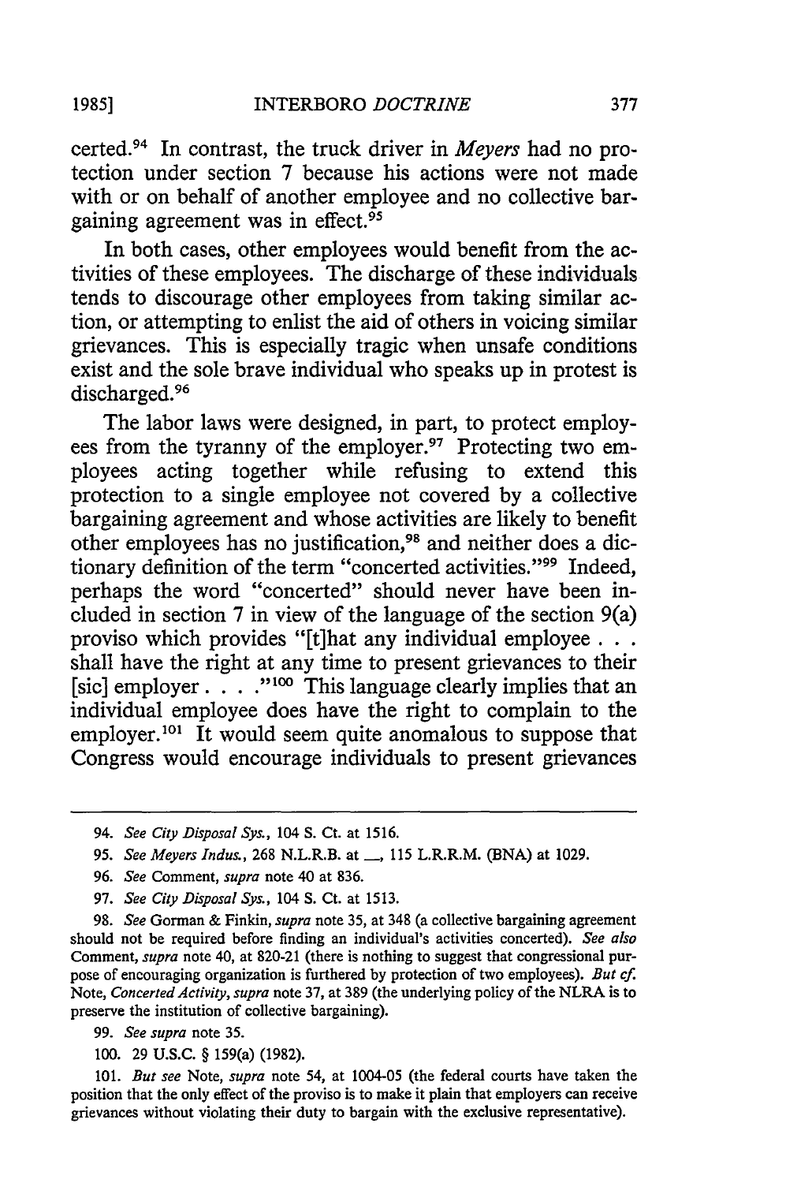certed.[94] In contrast, the truck driver in *Meyers* had no protection under section 7 because his actions were not made with or on behalf of another employee and no collective bargaining agreement was in effect.[95]

In both cases, other employees would benefit from the activities of these employees. The discharge of these individuals tends to discourage other employees from taking similar action, or attempting to enlist the aid of others in voicing similar grievances. This is especially tragic when unsafe conditions exist and the sole brave individual who speaks up in protest is discharged.[96]

The labor laws were designed, in part, to protect employees from the tyranny of the employer.[97] Protecting two employees acting together while refusing to extend this protection to a single employee not covered by a collective bargaining agreement and whose activities are likely to benefit other employees has no justification,[98] and neither does a dictionary definition of the term "concerted activities."[99] Indeed, perhaps the word "concerted" should never have been included in section 7 in view of the language of the section 9(a) proviso which provides "[t]hat any individual employee . . . shall have the right at any time to present grievances to their [sic] employer . . . ."[100] This language clearly implies that an individual employee does have the right to complain to the employer.[101] It would seem quite anomalous to suppose that Congress would encourage individuals to present grievances

---

94. *See City Disposal Sys.*, 104 S. Ct. at 1516.

95. *See Meyers Indus.*, 268 N.L.R.B. at \_\_, 115 L.R.R.M. (BNA) at 1029.

96. *See* Comment, *supra* note 40 at 836.

97. *See City Disposal Sys.*, 104 S. Ct. at 1513.

98. *See* Gorman & Finkin, *supra* note 35, at 348 (a collective bargaining agreement should not be required before finding an individual's activities concerted). *See also* Comment, *supra* note 40, at 820-21 (there is nothing to suggest that congressional purpose of encouraging organization is furthered by protection of two employees). *But cf.* Note, *Concerted Activity, supra* note 37, at 389 (the underlying policy of the NLRA is to preserve the institution of collective bargaining).

99. *See supra* note 35.

100. 29 U.S.C. § 159(a) (1982).

101. *But see* Note, *supra* note 54, at 1004-05 (the federal courts have taken the position that the only effect of the proviso is to make it plain that employers can receive grievances without violating their duty to bargain with the exclusive representative).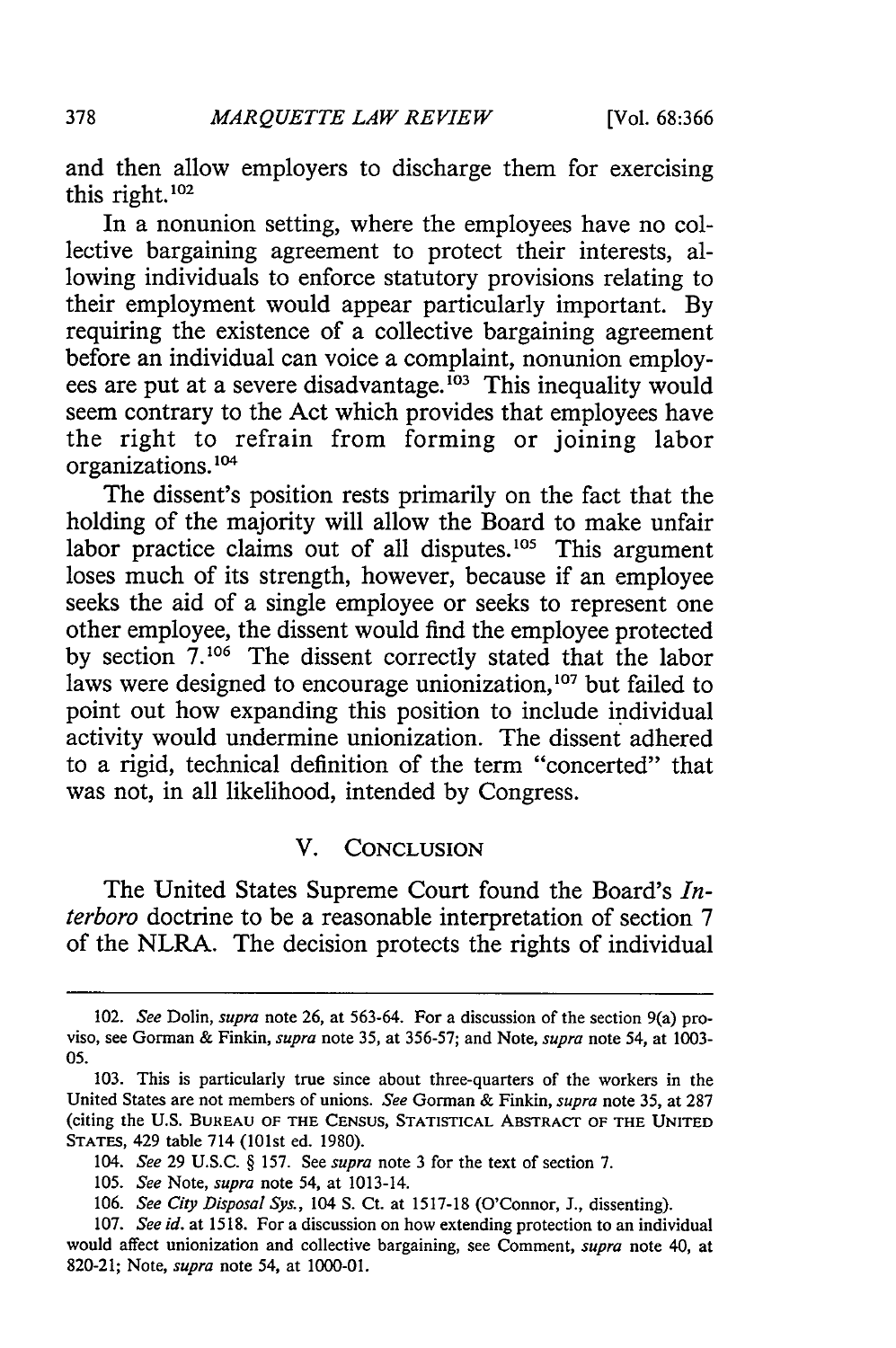and then allow employers to discharge them for exercising this right.[102]

In a nonunion setting, where the employees have no collective bargaining agreement to protect their interests, allowing individuals to enforce statutory provisions relating to their employment would appear particularly important. By requiring the existence of a collective bargaining agreement before an individual can voice a complaint, nonunion employees are put at a severe disadvantage.[103] This inequality would seem contrary to the Act which provides that employees have the right to refrain from forming or joining labor organizations.[104]

The dissent's position rests primarily on the fact that the holding of the majority will allow the Board to make unfair labor practice claims out of all disputes.[105] This argument loses much of its strength, however, because if an employee seeks the aid of a single employee or seeks to represent one other employee, the dissent would find the employee protected by section 7.[106] The dissent correctly stated that the labor laws were designed to encourage unionization,[107] but failed to point out how expanding this position to include individual activity would undermine unionization. The dissent adhered to a rigid, technical definition of the term "concerted" that was not, in all likelihood, intended by Congress.

## V. CONCLUSION

The United States Supreme Court found the Board's *Interboro* doctrine to be a reasonable interpretation of section 7 of the NLRA. The decision protects the rights of individual

---

102. *See* Dolin, *supra* note 26, at 563-64. For a discussion of the section 9(a) proviso, see Gorman & Finkin, *supra* note 35, at 356-57; and Note, *supra* note 54, at 1003-05.

103. This is particularly true since about three-quarters of the workers in the United States are not members of unions. *See* Gorman & Finkin, *supra* note 35, at 287 (citing the U.S. BUREAU OF THE CENSUS, STATISTICAL ABSTRACT OF THE UNITED STATES, 429 table 714 (101st ed. 1980).

104. *See* 29 U.S.C. § 157. See *supra* note 3 for the text of section 7.

105. *See* Note, *supra* note 54, at 1013-14.

106. *See City Disposal Sys.*, 104 S. Ct. at 1517-18 (O'Connor, J., dissenting).

107. *See id.* at 1518. For a discussion on how extending protection to an individual would affect unionization and collective bargaining, see Comment, *supra* note 40, at 820-21; Note, *supra* note 54, at 1000-01.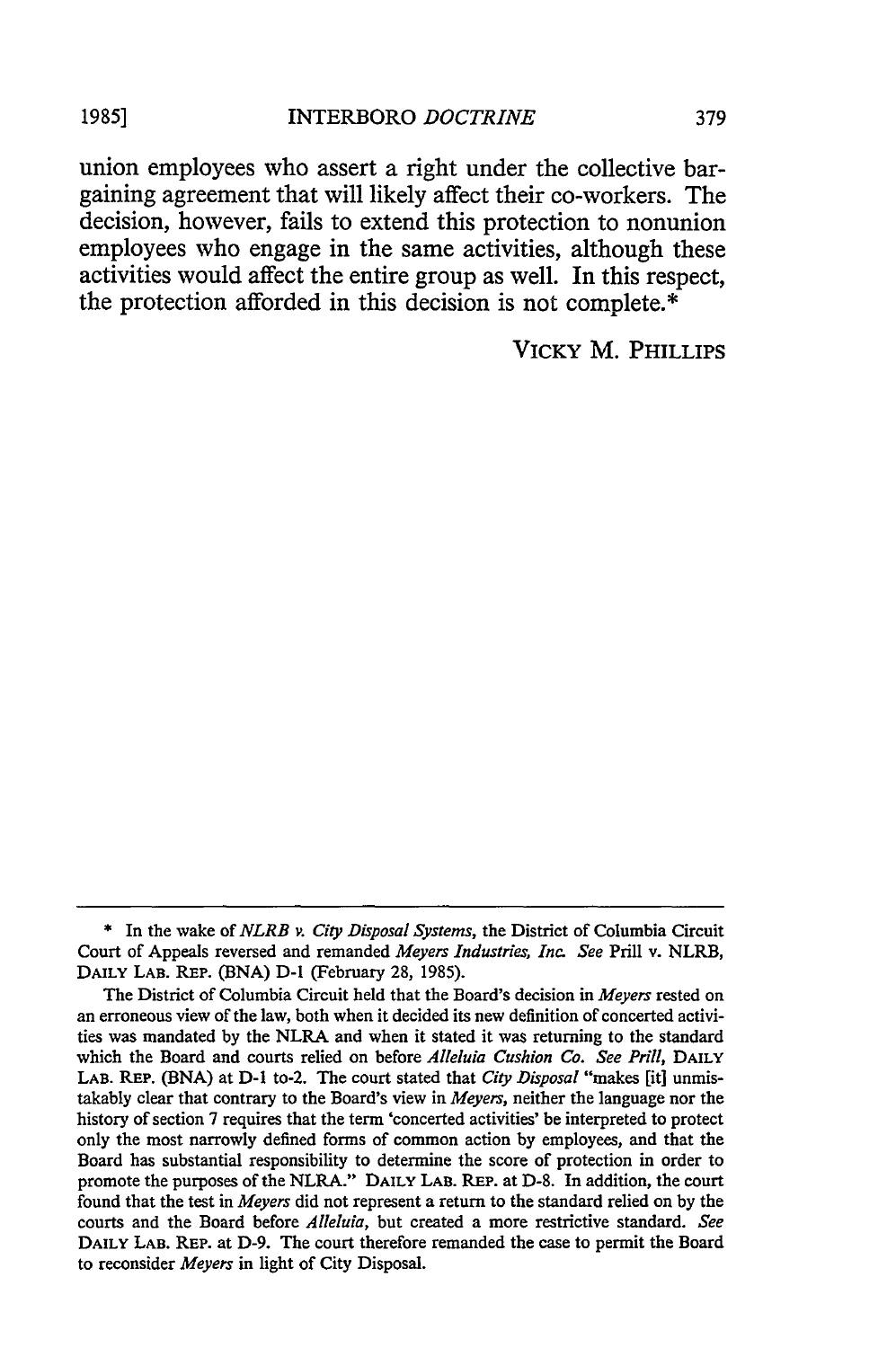union employees who assert a right under the collective bargaining agreement that will likely affect their co-workers. The decision, however, fails to extend this protection to nonunion employees who engage in the same activities, although these activities would affect the entire group as well. In this respect, the protection afforded in this decision is not complete.*

VICKY M. PHILLIPS

---

\* In the wake of *NLRB v. City Disposal Systems*, the District of Columbia Circuit Court of Appeals reversed and remanded *Meyers Industries, Inc. See* Prill v. NLRB, DAILY LAB. REP. (BNA) D-1 (February 28, 1985).

The District of Columbia Circuit held that the Board's decision in *Meyers* rested on an erroneous view of the law, both when it decided its new definition of concerted activities was mandated by the NLRA and when it stated it was returning to the standard which the Board and courts relied on before *Alleluia Cushion Co. See Prill*, DAILY LAB. REP. (BNA) at D-1 to-2. The court stated that *City Disposal* "makes [it] unmistakably clear that contrary to the Board's view in *Meyers*, neither the language nor the history of section 7 requires that the term 'concerted activities' be interpreted to protect only the most narrowly defined forms of common action by employees, and that the Board has substantial responsibility to determine the score of protection in order to promote the purposes of the NLRA." DAILY LAB. REP. at D-8. In addition, the court found that the test in *Meyers* did not represent a return to the standard relied on by the courts and the Board before *Alleluia*, but created a more restrictive standard. *See* DAILY LAB. REP. at D-9. The court therefore remanded the case to permit the Board to reconsider *Meyers* in light of City Disposal.